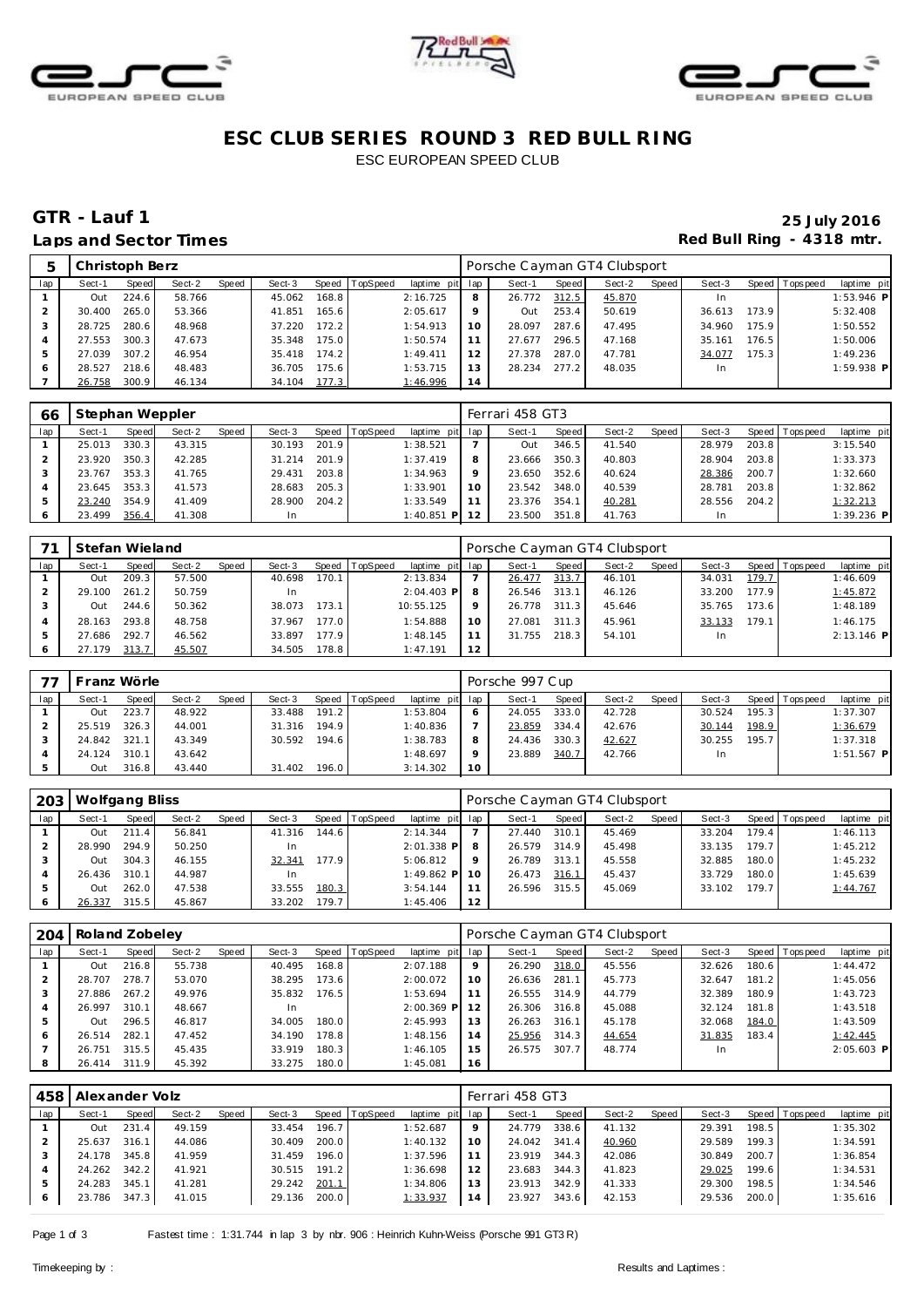# ESC CLUB SERIES ROUND 3 RED BULL RING

ESC EUROPEAN SPEED CLUB

## GTR - Lauf 1

**25 July 2016**

**Laps and Sector Times**

**Red Bull Ring - 4318 mtr.**

| 5 | Christoph Berz | | | | | | | | | Porsche Cayman GT4 Clubsport | | | | | | | | |
|---|---|---|---|---|---|---|---|---|---|---|---|---|---|---|---|---|---|---|
| lap | Sect-1 | Speed | Sect-2 | Speed | Sect-3 | Speed | TopSpeed | laptime pit | lap | Sect-1 | Speed | Sect-2 | Speed | Sect-3 | Speed | Topspeed | laptime pit |
| 1 | Out | 224.6 | 58.766 | | 45.062 | 168.8 | | 2:16.725 | 8 | 26.772 | 312.5 | 45.870 | | In | | | 1:53.946 P |
| 2 | 30.400 | 265.0 | 53.366 | | 41.851 | 165.6 | | 2:05.617 | 9 | Out | 253.4 | 50.619 | | 36.613 | 173.9 | | 5:32.408 |
| 3 | 28.725 | 280.6 | 48.968 | | 37.220 | 172.2 | | 1:54.913 | 10 | 28.097 | 287.6 | 47.495 | | 34.960 | 175.9 | | 1:50.552 |
| 4 | 27.553 | 300.3 | 47.673 | | 35.348 | 175.0 | | 1:50.574 | 11 | 27.677 | 296.5 | 47.168 | | 35.161 | 176.5 | | 1:50.006 |
| 5 | 27.039 | 307.2 | 46.954 | | 35.418 | 174.2 | | 1:49.411 | 12 | 27.378 | 287.0 | 47.781 | | 34.077 | 175.3 | | 1:49.236 |
| 6 | 28.527 | 218.6 | 48.483 | | 36.705 | 175.6 | | 1:53.715 | 13 | 28.234 | 277.2 | 48.035 | | In | | | 1:59.938 P |
| 7 | 26.758 | 300.9 | 46.134 | | 34.104 | 177.3 | | 1:46.996 | 14 | | | | | | | | |

| 66 | Stephan Weppler | | | | | | | | | Ferrari 458 GT3 | | | | | | | | |
|---|---|---|---|---|---|---|---|---|---|---|---|---|---|---|---|---|---|---|
| lap | Sect-1 | Speed | Sect-2 | Speed | Sect-3 | Speed | TopSpeed | laptime pit | lap | Sect-1 | Speed | Sect-2 | Speed | Sect-3 | Speed | Topspeed | laptime pit |
| 1 | 25.013 | 330.3 | 43.315 | | 30.193 | 201.9 | | 1:38.521 | 7 | Out | 346.5 | 41.540 | | 28.979 | 203.8 | | 3:15.540 |
| 2 | 23.920 | 350.3 | 42.285 | | 31.214 | 201.9 | | 1:37.419 | 8 | 23.666 | 350.3 | 40.803 | | 28.904 | 203.8 | | 1:33.373 |
| 3 | 23.767 | 353.3 | 41.765 | | 29.431 | 203.8 | | 1:34.963 | 9 | 23.650 | 352.6 | 40.624 | | 28.386 | 200.7 | | 1:32.660 |
| 4 | 23.645 | 353.3 | 41.573 | | 28.683 | 205.3 | | 1:33.901 | 10 | 23.542 | 348.0 | 40.539 | | 28.781 | 203.8 | | 1:32.862 |
| 5 | 23.240 | 354.9 | 41.409 | | 28.900 | 204.2 | | 1:33.549 | 11 | 23.376 | 354.1 | 40.281 | | 28.556 | 204.2 | | 1:32.213 |
| 6 | 23.499 | 356.4 | 41.308 | | In | | | 1:40.851 P | 12 | 23.500 | 351.8 | 41.763 | | In | | | 1:39.236 P |

| 71 | Stefan Wieland | | | | | | | | | Porsche Cayman GT4 Clubsport | | | | | | | | |
|---|---|---|---|---|---|---|---|---|---|---|---|---|---|---|---|---|---|---|
| lap | Sect-1 | Speed | Sect-2 | Speed | Sect-3 | Speed | TopSpeed | laptime pit | lap | Sect-1 | Speed | Sect-2 | Speed | Sect-3 | Speed | Topspeed | laptime pit |
| 1 | Out | 209.3 | 57.500 | | 40.698 | 170.1 | | 2:13.834 | 7 | 26.477 | 313.7 | 46.101 | | 34.031 | 179.7 | | 1:46.609 |
| 2 | 29.100 | 261.2 | 50.759 | | In | | | 2:04.403 P | 8 | 26.546 | 313.1 | 46.126 | | 33.200 | 177.9 | | 1:45.872 |
| 3 | Out | 244.6 | 50.362 | | 38.073 | 173.1 | | 10:55.125 | 9 | 26.778 | 311.3 | 45.646 | | 35.765 | 173.6 | | 1:48.189 |
| 4 | 28.163 | 293.8 | 48.758 | | 37.967 | 177.0 | | 1:54.888 | 10 | 27.081 | 311.3 | 45.961 | | 33.133 | 179.1 | | 1:46.175 |
| 5 | 27.686 | 292.7 | 46.562 | | 33.897 | 177.9 | | 1:48.145 | 11 | 31.755 | 218.3 | 54.101 | | In | | | 2:13.146 P |
| 6 | 27.179 | 313.7 | 45.507 | | 34.505 | 178.8 | | 1:47.191 | 12 | | | | | | | | |

| 77 | Franz Wörle | | | | | | | | | Porsche 997 Cup | | | | | | | | |
|---|---|---|---|---|---|---|---|---|---|---|---|---|---|---|---|---|---|---|
| lap | Sect-1 | Speed | Sect-2 | Speed | Sect-3 | Speed | TopSpeed | laptime pit | lap | Sect-1 | Speed | Sect-2 | Speed | Sect-3 | Speed | Topspeed | laptime pit |
| 1 | Out | 223.7 | 48.922 | | 33.488 | 191.2 | | 1:53.804 | 6 | 24.055 | 333.0 | 42.728 | | 30.524 | 195.3 | | 1:37.307 |
| 2 | 25.519 | 326.3 | 44.001 | | 31.316 | 194.9 | | 1:40.836 | 7 | 23.859 | 334.4 | 42.676 | | 30.144 | 198.9 | | 1:36.679 |
| 3 | 24.842 | 321.1 | 43.349 | | 30.592 | 194.6 | | 1:38.783 | 8 | 24.436 | 330.3 | 42.627 | | 30.255 | 195.7 | | 1:37.318 |
| 4 | 24.124 | 310.1 | 43.642 | | | | | 1:48.697 | 9 | 23.889 | 340.7 | 42.766 | | In | | | 1:51.567 P |
| 5 | Out | 316.8 | 43.440 | | 31.402 | 196.0 | | 3:14.302 | 10 | | | | | | | | |

| 203 | Wolfgang Bliss | | | | | | | | | Porsche Cayman GT4 Clubsport | | | | | | | | |
|---|---|---|---|---|---|---|---|---|---|---|---|---|---|---|---|---|---|---|
| lap | Sect-1 | Speed | Sect-2 | Speed | Sect-3 | Speed | TopSpeed | laptime pit | lap | Sect-1 | Speed | Sect-2 | Speed | Sect-3 | Speed | Topspeed | laptime pit |
| 1 | Out | 211.4 | 56.841 | | 41.316 | 144.6 | | 2:14.344 | 7 | 27.440 | 310.1 | 45.469 | | 33.204 | 179.4 | | 1:46.113 |
| 2 | 28.990 | 294.9 | 50.250 | | In | | | 2:01.338 P | 8 | 26.579 | 314.9 | 45.498 | | 33.135 | 179.7 | | 1:45.212 |
| 3 | Out | 304.3 | 46.155 | | 32.341 | 177.9 | | 5:06.812 | 9 | 26.789 | 313.1 | 45.558 | | 32.885 | 180.0 | | 1:45.232 |
| 4 | 26.436 | 310.1 | 44.987 | | In | | | 1:49.862 P | 10 | 26.473 | 316.1 | 45.437 | | 33.729 | 180.0 | | 1:45.639 |
| 5 | Out | 262.0 | 47.538 | | 33.555 | 180.3 | | 3:54.144 | 11 | 26.596 | 315.5 | 45.069 | | 33.102 | 179.7 | | 1:44.767 |
| 6 | 26.337 | 315.5 | 45.867 | | 33.202 | 179.7 | | 1:45.406 | 12 | | | | | | | | |

| 204 | Roland Zobeley | | | | | | | | | Porsche Cayman GT4 Clubsport | | | | | | | | |
|---|---|---|---|---|---|---|---|---|---|---|---|---|---|---|---|---|---|---|
| lap | Sect-1 | Speed | Sect-2 | Speed | Sect-3 | Speed | TopSpeed | laptime pit | lap | Sect-1 | Speed | Sect-2 | Speed | Sect-3 | Speed | Topspeed | laptime pit |
| 1 | Out | 216.8 | 55.738 | | 40.495 | 168.8 | | 2:07.188 | 9 | 26.290 | 318.0 | 45.556 | | 32.626 | 180.6 | | 1:44.472 |
| 2 | 28.707 | 278.7 | 53.070 | | 38.295 | 173.6 | | 2:00.072 | 10 | 26.636 | 281.1 | 45.773 | | 32.647 | 181.2 | | 1:45.056 |
| 3 | 27.886 | 267.2 | 49.976 | | 35.832 | 176.5 | | 1:53.694 | 11 | 26.555 | 314.9 | 44.779 | | 32.389 | 180.9 | | 1:43.723 |
| 4 | 26.997 | 310.1 | 48.667 | | In | | | 2:00.369 P | 12 | 26.306 | 316.8 | 45.088 | | 32.124 | 181.8 | | 1:43.518 |
| 5 | Out | 296.5 | 46.817 | | 34.005 | 180.0 | | 2:45.993 | 13 | 26.263 | 316.1 | 45.178 | | 32.068 | 184.0 | | 1:43.509 |
| 6 | 26.514 | 282.1 | 47.452 | | 34.190 | 178.8 | | 1:48.156 | 14 | 25.956 | 314.3 | 44.654 | | 31.835 | 183.4 | | 1:42.445 |
| 7 | 26.751 | 315.5 | 45.435 | | 33.919 | 180.3 | | 1:46.105 | 15 | 26.575 | 307.7 | 48.774 | | In | | | 2:05.603 P |
| 8 | 26.414 | 311.9 | 45.392 | | 33.275 | 180.0 | | 1:45.081 | 16 | | | | | | | | |

| 458 | Alexander Volz | | | | | | | | | Ferrari 458 GT3 | | | | | | | | |
|---|---|---|---|---|---|---|---|---|---|---|---|---|---|---|---|---|---|---|
| lap | Sect-1 | Speed | Sect-2 | Speed | Sect-3 | Speed | TopSpeed | laptime pit | lap | Sect-1 | Speed | Sect-2 | Speed | Sect-3 | Speed | Topspeed | laptime pit |
| 1 | Out | 231.4 | 49.159 | | 33.454 | 196.7 | | 1:52.687 | 9 | 24.779 | 338.6 | 41.132 | | 29.391 | 198.5 | | 1:35.302 |
| 2 | 25.637 | 316.1 | 44.086 | | 30.409 | 200.0 | | 1:40.132 | 10 | 24.042 | 341.4 | 40.960 | | 29.589 | 199.3 | | 1:34.591 |
| 3 | 24.178 | 345.8 | 41.959 | | 31.459 | 196.0 | | 1:37.596 | 11 | 23.919 | 344.3 | 42.086 | | 30.849 | 200.7 | | 1:36.854 |
| 4 | 24.262 | 342.2 | 41.921 | | 30.515 | 191.2 | | 1:36.698 | 12 | 23.683 | 344.3 | 41.823 | | 29.025 | 199.6 | | 1:34.531 |
| 5 | 24.283 | 345.1 | 41.281 | | 29.242 | 201.1 | | 1:34.806 | 13 | 23.913 | 342.9 | 41.333 | | 29.300 | 198.5 | | 1:34.546 |
| 6 | 23.786 | 347.3 | 41.015 | | 29.136 | 200.0 | | 1:33.937 | 14 | 23.927 | 343.6 | 42.153 | | 29.536 | 200.0 | | 1:35.616 |

Fastest time : 1:31.744 in lap 3 by nbr. 906 : Heinrich Kuhn-Weiss (Porsche 991 GT3 R)

Timekeeping by : Results and Laptimes :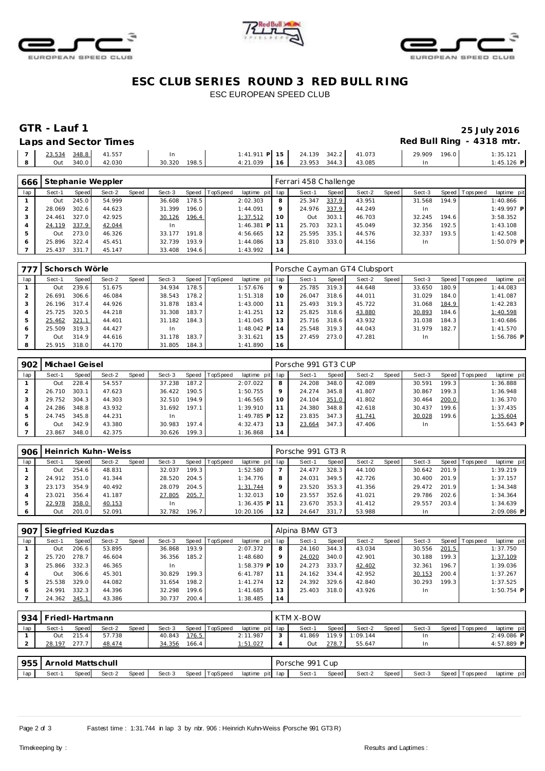# ESC CLUB SERIES ROUND 3 RED BULL RING

ESC EUROPEAN SPEED CLUB

## GTR - Lauf 1

25 July 2016

### Laps and Sector Times

Red Bull Ring - 4318 mtr.

| lap | Sect-1 | Speed | Sect-2 | Speed | Sect-3 | Speed | TopSpeed | laptime pit | lap | Sect-1 | Speed | Sect-2 | Speed | Sect-3 | Speed | Topspeed | laptime pit |
|---|---|---|---|---|---|---|---|---|---|---|---|---|---|---|---|---|---|
| 7 | 23.534 | 348.8 | 41.557 | | In | | | 1:41.911 P | 15 | 24.139 | 342.2 | 41.073 | | 29.909 | 196.0 | | 1:35.121 |
| 8 | Out | 340.0 | 42.030 | | 30.320 | 198.5 | | 4:21.039 | 16 | 23.953 | 344.3 | 43.085 | | In | | | 1:45.126 P |

| 666 | Stephanie Weppler | | | | | | | | | Ferrari 458 Challenge | | | | | | | |
|---|---|---|---|---|---|---|---|---|---|---|---|---|---|---|---|---|---|
| lap | Sect-1 | Speed | Sect-2 | Speed | Sect-3 | Speed | TopSpeed | laptime pit | lap | Sect-1 | Speed | Sect-2 | Speed | Sect-3 | Speed | Topspeed | laptime pit |
| 1 | Out | 245.0 | 54.999 | | 36.608 | 178.5 | | 2:02.303 | 8 | 25.347 | 337.9 | 43.951 | | 31.568 | 194.9 | | 1:40.866 |
| 2 | 28.069 | 302.6 | 44.623 | | 31.399 | 196.0 | | 1:44.091 | 9 | 24.976 | 337.9 | 44.249 | | In | | | 1:49.997 P |
| 3 | 24.461 | 327.0 | 42.925 | | 30.126 | 196.4 | | 1:37.512 | 10 | Out | 303.1 | 46.703 | | 32.245 | 194.6 | | 3:58.352 |
| 4 | 24.119 | 337.9 | 42.044 | | In | | | 1:46.381 P | 11 | 25.703 | 323.1 | 45.049 | | 32.356 | 192.5 | | 1:43.108 |
| 5 | Out | 273.0 | 46.326 | | 33.177 | 191.8 | | 4:56.665 | 12 | 25.595 | 335.1 | 44.576 | | 32.337 | 193.5 | | 1:42.508 |
| 6 | 25.896 | 322.4 | 45.451 | | 32.739 | 193.9 | | 1:44.086 | 13 | 25.810 | 333.0 | 44.156 | | In | | | 1:50.079 P |
| 7 | 25.437 | 331.7 | 45.147 | | 33.408 | 194.6 | | 1:43.992 | 14 | | | | | | | | |

| 777 | Schorsch Wörle | | | | | | | | | Porsche Cayman GT4 Clubsport | | | | | | | |
|---|---|---|---|---|---|---|---|---|---|---|---|---|---|---|---|---|---|
| lap | Sect-1 | Speed | Sect-2 | Speed | Sect-3 | Speed | TopSpeed | laptime pit | lap | Sect-1 | Speed | Sect-2 | Speed | Sect-3 | Speed | Topspeed | laptime pit |
| 1 | Out | 239.6 | 51.675 | | 34.934 | 178.5 | | 1:57.676 | 9 | 25.785 | 319.3 | 44.648 | | 33.650 | 180.9 | | 1:44.083 |
| 2 | 26.691 | 306.6 | 46.084 | | 38.543 | 178.2 | | 1:51.318 | 10 | 26.047 | 318.6 | 44.011 | | 31.029 | 184.0 | | 1:41.087 |
| 3 | 26.196 | 317.4 | 44.926 | | 31.878 | 183.4 | | 1:43.000 | 11 | 25.493 | 319.3 | 45.722 | | 31.068 | 184.9 | | 1:42.283 |
| 4 | 25.725 | 320.5 | 44.218 | | 31.308 | 183.7 | | 1:41.251 | 12 | 25.825 | 318.6 | 43.880 | | 30.893 | 184.6 | | 1:40.598 |
| 5 | 25.462 | 321.1 | 44.401 | | 31.182 | 184.3 | | 1:41.045 | 13 | 25.716 | 318.6 | 43.932 | | 31.038 | 184.3 | | 1:40.686 |
| 6 | 25.509 | 319.3 | 44.427 | | In | | | 1:48.042 P | 14 | 25.548 | 319.3 | 44.043 | | 31.979 | 182.7 | | 1:41.570 |
| 7 | Out | 314.9 | 44.616 | | 31.178 | 183.7 | | 3:31.621 | 15 | 27.459 | 273.0 | 47.281 | | In | | | 1:56.786 P |
| 8 | 25.915 | 318.0 | 44.170 | | 31.805 | 184.3 | | 1:41.890 | 16 | | | | | | | | |

| 902 | Michael Geisel | | | | | | | | | Porsche 991 GT3 CUP | | | | | | | |
|---|---|---|---|---|---|---|---|---|---|---|---|---|---|---|---|---|---|
| lap | Sect-1 | Speed | Sect-2 | Speed | Sect-3 | Speed | TopSpeed | laptime pit | lap | Sect-1 | Speed | Sect-2 | Speed | Sect-3 | Speed | Topspeed | laptime pit |
| 1 | Out | 228.4 | 54.557 | | 37.238 | 187.2 | | 2:07.022 | 8 | 24.208 | 348.0 | 42.089 | | 30.591 | 199.3 | | 1:36.888 |
| 2 | 26.710 | 303.1 | 47.623 | | 36.422 | 190.5 | | 1:50.755 | 9 | 24.274 | 345.8 | 41.807 | | 30.867 | 199.3 | | 1:36.948 |
| 3 | 29.752 | 304.3 | 44.303 | | 32.510 | 194.9 | | 1:46.565 | 10 | 24.104 | 351.0 | 41.802 | | 30.464 | 200.0 | | 1:36.370 |
| 4 | 24.286 | 348.8 | 43.932 | | 31.692 | 197.1 | | 1:39.910 | 11 | 24.380 | 348.8 | 42.618 | | 30.437 | 199.6 | | 1:37.435 |
| 5 | 24.745 | 345.8 | 44.231 | | In | | | 1:49.785 P | 12 | 23.835 | 347.3 | 41.741 | | 30.028 | 199.6 | | 1:35.604 |
| 6 | Out | 342.9 | 43.380 | | 30.983 | 197.4 | | 4:32.473 | 13 | 23.664 | 347.3 | 47.406 | | In | | | 1:55.643 P |
| 7 | 23.867 | 348.0 | 42.375 | | 30.626 | 199.3 | | 1:36.868 | 14 | | | | | | | | |

| 906 | Heinrich Kuhn-Weiss | | | | | | | | | Porsche 991 GT3 R | | | | | | | |
|---|---|---|---|---|---|---|---|---|---|---|---|---|---|---|---|---|---|
| lap | Sect-1 | Speed | Sect-2 | Speed | Sect-3 | Speed | TopSpeed | laptime pit | lap | Sect-1 | Speed | Sect-2 | Speed | Sect-3 | Speed | Topspeed | laptime pit |
| 1 | Out | 254.6 | 48.831 | | 32.037 | 199.3 | | 1:52.580 | 7 | 24.477 | 328.3 | 44.100 | | 30.642 | 201.9 | | 1:39.219 |
| 2 | 24.912 | 351.0 | 41.344 | | 28.520 | 204.5 | | 1:34.776 | 8 | 24.031 | 349.5 | 42.726 | | 30.400 | 201.9 | | 1:37.157 |
| 3 | 23.173 | 354.9 | 40.492 | | 28.079 | 204.5 | | 1:31.744 | 9 | 23.520 | 353.3 | 41.356 | | 29.472 | 201.9 | | 1:34.348 |
| 4 | 23.021 | 356.4 | 41.187 | | 27.805 | 205.7 | | 1:32.013 | 10 | 23.557 | 352.6 | 41.021 | | 29.786 | 202.6 | | 1:34.364 |
| 5 | 22.978 | 358.0 | 40.153 | | In | | | 1:36.435 P | 11 | 23.670 | 353.3 | 41.412 | | 29.557 | 203.4 | | 1:34.639 |
| 6 | Out | 201.0 | 52.091 | | 32.782 | 196.7 | | 10:20.106 | 12 | 24.647 | 331.7 | 53.988 | | In | | | 2:09.086 P |

| 907 | Siegfried Kuzdas | | | | | | | | | Alpina BMW GT3 | | | | | | | |
|---|---|---|---|---|---|---|---|---|---|---|---|---|---|---|---|---|---|
| lap | Sect-1 | Speed | Sect-2 | Speed | Sect-3 | Speed | TopSpeed | laptime pit | lap | Sect-1 | Speed | Sect-2 | Speed | Sect-3 | Speed | Topspeed | laptime pit |
| 1 | Out | 206.6 | 53.895 | | 36.868 | 193.9 | | 2:07.372 | 8 | 24.160 | 344.3 | 43.034 | | 30.556 | 201.5 | | 1:37.750 |
| 2 | 25.720 | 278.7 | 46.604 | | 36.356 | 185.2 | | 1:48.680 | 9 | 24.020 | 340.0 | 42.901 | | 30.188 | 199.3 | | 1:37.109 |
| 3 | 25.866 | 332.3 | 46.365 | | In | | | 1:58.379 P | 10 | 24.273 | 333.7 | 42.402 | | 32.361 | 196.7 | | 1:39.036 |
| 4 | Out | 306.6 | 45.301 | | 30.829 | 199.3 | | 6:41.787 | 11 | 24.162 | 334.4 | 42.952 | | 30.153 | 200.4 | | 1:37.267 |
| 5 | 25.538 | 329.0 | 44.082 | | 31.654 | 198.2 | | 1:41.274 | 12 | 24.392 | 329.6 | 42.840 | | 30.293 | 199.3 | | 1:37.525 |
| 6 | 24.991 | 332.3 | 44.396 | | 32.298 | 199.6 | | 1:41.685 | 13 | 25.403 | 318.0 | 43.926 | | In | | | 1:50.754 P |
| 7 | 24.362 | 345.1 | 43.386 | | 30.737 | 200.4 | | 1:38.485 | 14 | | | | | | | | |

| 934 | Friedl-Hartmann | | | | | | | | | KTM X-BOW | | | | | | | |
|---|---|---|---|---|---|---|---|---|---|---|---|---|---|---|---|---|---|
| lap | Sect-1 | Speed | Sect-2 | Speed | Sect-3 | Speed | TopSpeed | laptime pit | lap | Sect-1 | Speed | Sect-2 | Speed | Sect-3 | Speed | Topspeed | laptime pit |
| 1 | Out | 215.4 | 57.738 | | 40.843 | 176.5 | | 2:11.987 | 3 | 41.869 | 119.9 | 1:09.144 | | In | | | 2:49.086 P |
| 2 | 28.197 | 277.7 | 48.474 | | 34.356 | 166.4 | | 1:51.027 | 4 | Out | 278.7 | 55.647 | | In | | | 4:57.889 P |

| 955 | Arnold Mattschull | | | | | | | | | Porsche 991 Cup | | | | | | | |
|---|---|---|---|---|---|---|---|---|---|---|---|---|---|---|---|---|---|
| lap | Sect-1 | Speed | Sect-2 | Speed | Sect-3 | Speed | TopSpeed | laptime pit | lap | Sect-1 | Speed | Sect-2 | Speed | Sect-3 | Speed | Topspeed | laptime pit |

Fastest time : 1:31.744 in lap 3 by nbr. 906 : Heinrich Kuhn-Weiss (Porsche 991 GT3 R)

Timekeeping by : Results and Laptimes :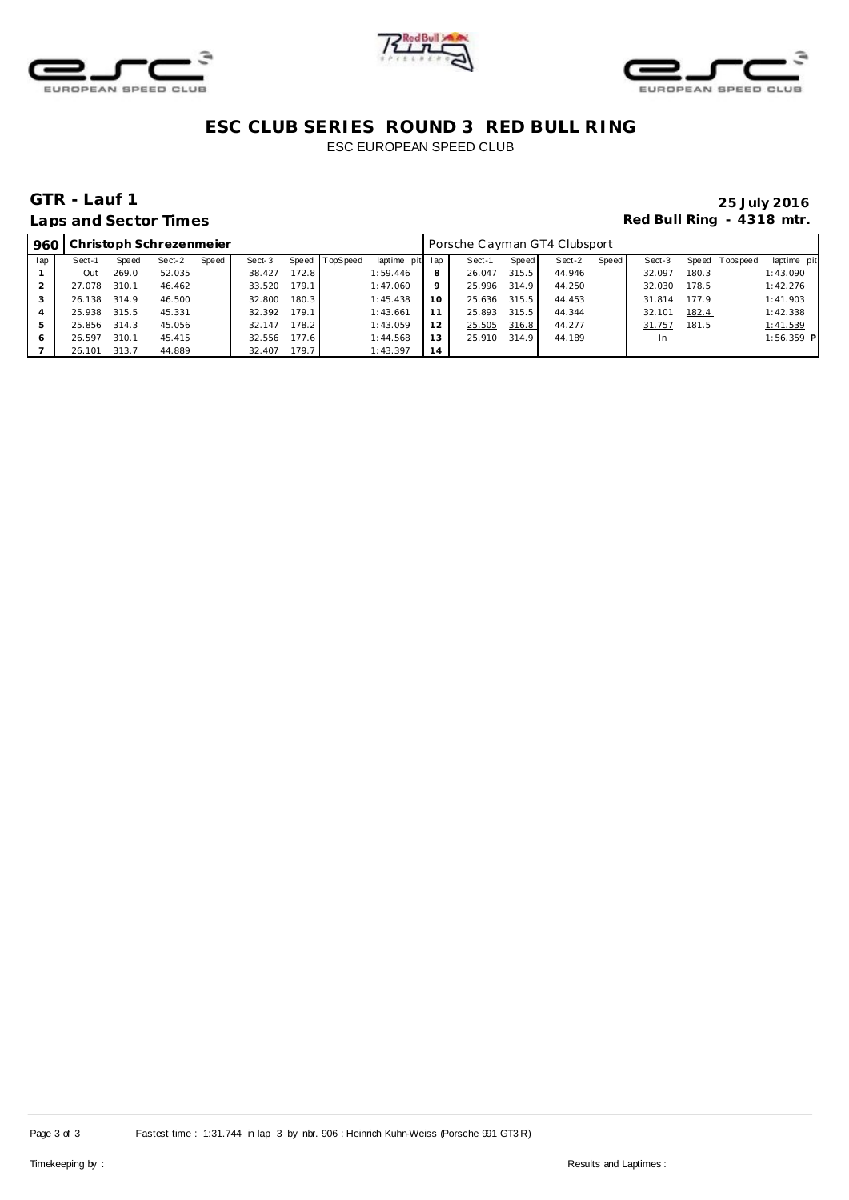# ESC CLUB SERIES ROUND 3 RED BULL RING

ESC EUROPEAN SPEED CLUB

## GTR - Lauf 1

**25 July 2016**

### Laps and Sector Times

**Red Bull Ring - 4318 mtr.**

| 960 | Christoph Schrezenmeier | | | | | | | | | Porsche Cayman GT4 Clubsport | | | | | | | | |
|---|---|---|---|---|---|---|---|---|---|---|---|---|---|---|---|---|---|---|
| lap | Sect-1 | Speed | Sect-2 | Speed | Sect-3 | Speed | TopSpeed | laptime pit | lap | Sect-1 | Speed | Sect-2 | Speed | Sect-3 | Speed | Topspeed | laptime pit |
| 1 | Out | 269.0 | 52.035 | | 38.427 | 172.8 | | 1:59.446 | 8 | 26.047 | 315.5 | 44.946 | | 32.097 | 180.3 | | 1:43.090 |
| 2 | 27.078 | 310.1 | 46.462 | | 33.520 | 179.1 | | 1:47.060 | 9 | 25.996 | 314.9 | 44.250 | | 32.030 | 178.5 | | 1:42.276 |
| 3 | 26.138 | 314.9 | 46.500 | | 32.800 | 180.3 | | 1:45.438 | 10 | 25.636 | 315.5 | 44.453 | | 31.814 | 177.9 | | 1:41.903 |
| 4 | 25.938 | 315.5 | 45.331 | | 32.392 | 179.1 | | 1:43.661 | 11 | 25.893 | 315.5 | 44.344 | | 32.101 | 182.4 | | 1:42.338 |
| 5 | 25.856 | 314.3 | 45.056 | | 32.147 | 178.2 | | 1:43.059 | 12 | 25.505 | 316.8 | 44.277 | | 31.757 | 181.5 | | 1:41.539 |
| 6 | 26.597 | 310.1 | 45.415 | | 32.556 | 177.6 | | 1:44.568 | 13 | 25.910 | 314.9 | 44.189 | | In | | | 1:56.359 P |
| 7 | 26.101 | 313.7 | 44.889 | | 32.407 | 179.7 | | 1:43.397 | 14 | | | | | | | | |

Fastest time : 1:31.744 in lap 3 by nbr. 906 : Heinrich Kuhn-Weiss (Porsche 991 GT3 R)

Timekeeping by :

Results and Laptimes :